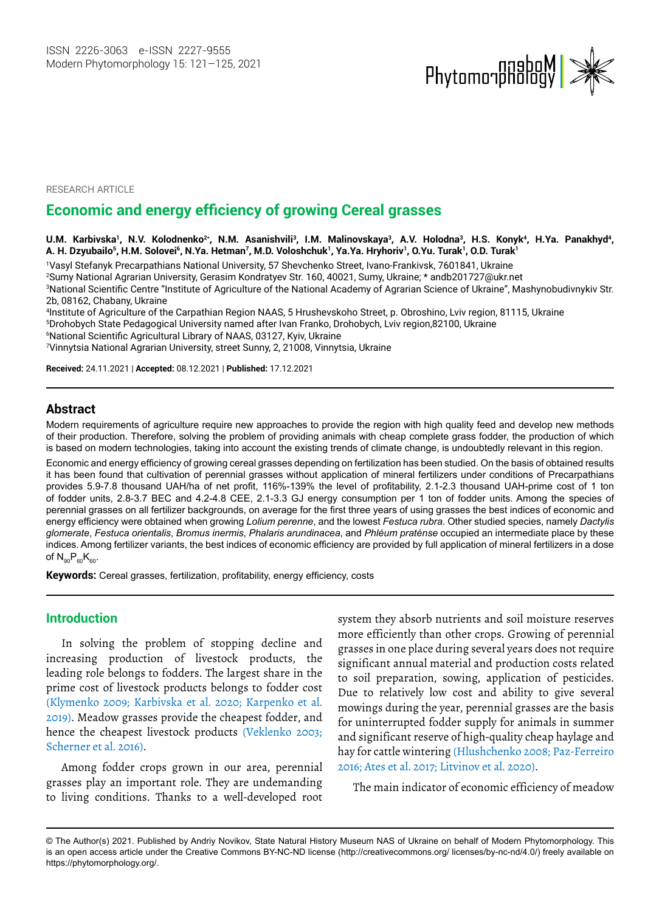RESEARCH ARTICLE

# Economic and energy efficiency of growing Cereal grasses

**U.M. Karbivska[1], N.V. Kolodnenko[2*], N.M. Asanishvili[3], I.M. Malinovskaya[3], A.V. Holodna[3], H.S. Konyk[4], H.Ya. Panakhyd[4], A. H. Dzyubailo[5], H.M. Solovei[6], N.Ya. Hetman[7], M.D. Voloshchuk[1], Ya.Ya. Hryhoriv[1], O.Yu. Turak[1], O.D. Turak[1]**

[1]Vasyl Stefanyk Precarpathians National University, 57 Shevchenko Street, Ivano-Frankivsk, 7601841, Ukraine

[2]Sumy National Agrarian University, Gerasim Kondratyev Str. 160, 40021, Sumy, Ukraine; * andb201727@ukr.net

[3]National Scientific Centre "Institute of Agriculture of the National Academy of Agrarian Science of Ukraine", Mashynobudivnykiv Str. 2b, 08162, Chabany, Ukraine

[4]Institute of Agriculture of the Carpathian Region NAAS, 5 Hrushevskoho Street, p. Obroshino, Lviv region, 81115, Ukraine

[5]Drohobych State Pedagogical University named after Ivan Franko, Drohobych, Lviv region,82100, Ukraine

[6]National Scientific Agricultural Library of NAAS, 03127, Kyiv, Ukraine

[7]Vinnytsia National Agrarian University, street Sunny, 2, 21008, Vinnytsia, Ukraine

**Received:** 24.11.2021 | **Accepted:** 08.12.2021 | **Published:** 17.12.2021

## Abstract

Modern requirements of agriculture require new approaches to provide the region with high quality feed and develop new methods of their production. Therefore, solving the problem of providing animals with cheap complete grass fodder, the production of which is based on modern technologies, taking into account the existing trends of climate change, is undoubtedly relevant in this region.

Economic and energy efficiency of growing cereal grasses depending on fertilization has been studied. On the basis of obtained results it has been found that cultivation of perennial grasses without application of mineral fertilizers under conditions of Precarpathians provides 5.9-7.8 thousand UAH/ha of net profit, 116%-139% the level of profitability, 2.1-2.3 thousand UAH-prime cost of 1 ton of fodder units, 2.8-3.7 BEC and 4.2-4.8 CEE, 2.1-3.3 GJ energy consumption per 1 ton of fodder units. Among the species of perennial grasses on all fertilizer backgrounds, on average for the first three years of using grasses the best indices of economic and energy efficiency were obtained when growing *Lolium perenne*, and the lowest *Festuca rubra*. Other studied species, namely *Dactylis glomerate*, *Festuca orientalis*, *Bromus inermis*, *Phalaris arundinacea*, and *Phléum praténse* occupied an intermediate place by these indices. Among fertilizer variants, the best indices of economic efficiency are provided by full application of mineral fertilizers in a dose of $N_{90}P_{60}K_{60}$.

**Keywords:** Cereal grasses, fertilization, profitability, energy efficiency, costs

## Introduction

In solving the problem of stopping decline and increasing production of livestock products, the leading role belongs to fodders. The largest share in the prime cost of livestock products belongs to fodder cost (Klymenko 2009; Karbivska et al. 2020; Karpenko et al. 2019). Meadow grasses provide the cheapest fodder, and hence the cheapest livestock products (Veklenko 2003; Scherner et al. 2016).

Among fodder crops grown in our area, perennial grasses play an important role. They are undemanding to living conditions. Thanks to a well-developed root system they absorb nutrients and soil moisture reserves more efficiently than other crops. Growing of perennial grasses in one place during several years does not require significant annual material and production costs related to soil preparation, sowing, application of pesticides. Due to relatively low cost and ability to give several mowings during the year, perennial grasses are the basis for uninterrupted fodder supply for animals in summer and significant reserve of high-quality cheap haylage and hay for cattle wintering (Hlushchenko 2008; Paz-Ferreiro 2016; Ates et al. 2017; Litvinov et al. 2020).

The main indicator of economic efficiency of meadow

© The Author(s) 2021. Published by Andriy Novikov, State Natural History Museum NAS of Ukraine on behalf of Modern Phytomorphology. This is an open access article under the Creative Commons BY-NC-ND license (http://creativecommons.org/ licenses/by-nc-nd/4.0/) freely available on https://phytomorphology.org/.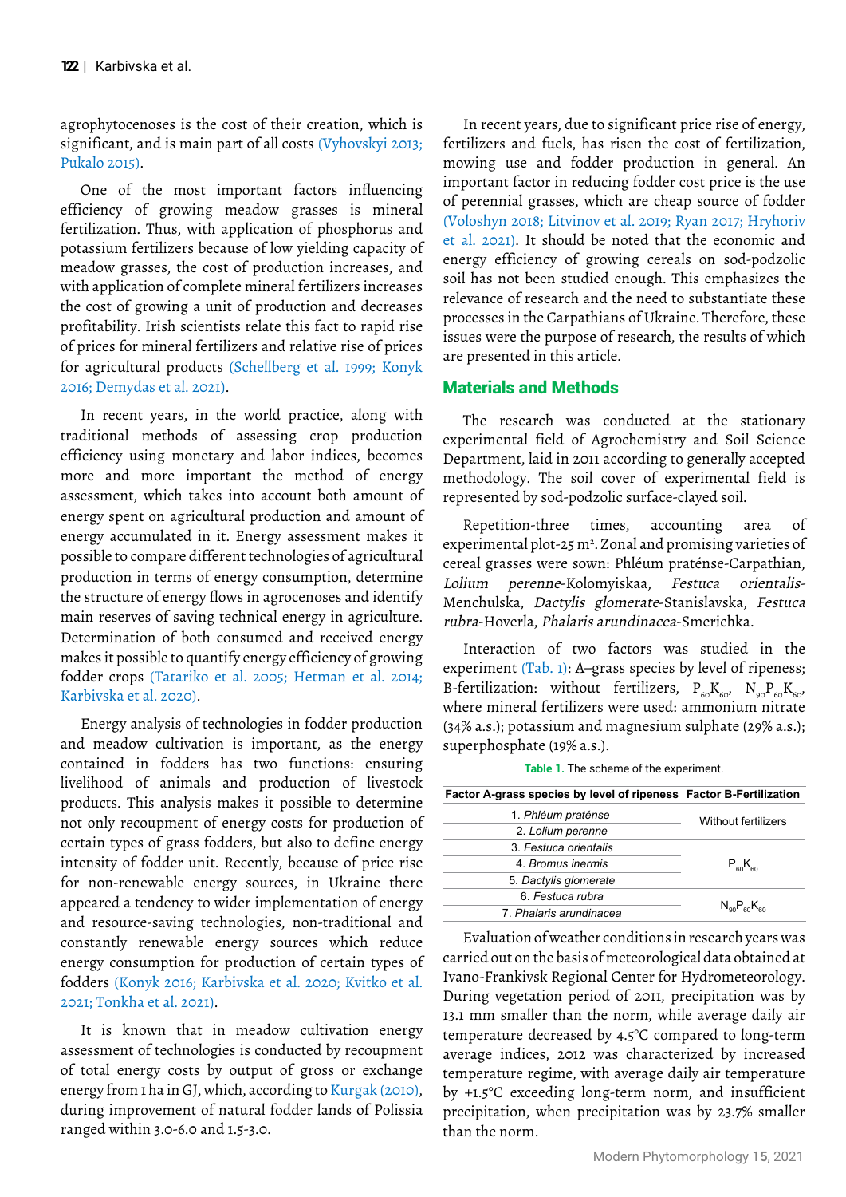agrophytocenoses is the cost of their creation, which is significant, and is main part of all costs (Vyhovskyi 2013; Pukalo 2015).

One of the most important factors influencing efficiency of growing meadow grasses is mineral fertilization. Thus, with application of phosphorus and potassium fertilizers because of low yielding capacity of meadow grasses, the cost of production increases, and with application of complete mineral fertilizers increases the cost of growing a unit of production and decreases profitability. Irish scientists relate this fact to rapid rise of prices for mineral fertilizers and relative rise of prices for agricultural products (Schellberg et al. 1999; Konyk 2016; Demydas et al. 2021).

In recent years, in the world practice, along with traditional methods of assessing crop production efficiency using monetary and labor indices, becomes more and more important the method of energy assessment, which takes into account both amount of energy spent on agricultural production and amount of energy accumulated in it. Energy assessment makes it possible to compare different technologies of agricultural production in terms of energy consumption, determine the structure of energy flows in agrocenoses and identify main reserves of saving technical energy in agriculture. Determination of both consumed and received energy makes it possible to quantify energy efficiency of growing fodder crops (Tatariko et al. 2005; Hetman et al. 2014; Karbivska et al. 2020).

Energy analysis of technologies in fodder production and meadow cultivation is important, as the energy contained in fodders has two functions: ensuring livelihood of animals and production of livestock products. This analysis makes it possible to determine not only recoupment of energy costs for production of certain types of grass fodders, but also to define energy intensity of fodder unit. Recently, because of price rise for non-renewable energy sources, in Ukraine there appeared a tendency to wider implementation of energy and resource-saving technologies, non-traditional and constantly renewable energy sources which reduce energy consumption for production of certain types of fodders (Konyk 2016; Karbivska et al. 2020; Kvitko et al. 2021; Tonkha et al. 2021).

It is known that in meadow cultivation energy assessment of technologies is conducted by recoupment of total energy costs by output of gross or exchange energy from 1 ha in GJ, which, according to Kurgak (2010), during improvement of natural fodder lands of Polissia ranged within 3.0-6.0 and 1.5-3.0.

In recent years, due to significant price rise of energy, fertilizers and fuels, has risen the cost of fertilization, mowing use and fodder production in general. An important factor in reducing fodder cost price is the use of perennial grasses, which are cheap source of fodder (Voloshyn 2018; Litvinov et al. 2019; Ryan 2017; Hryhoriv et al. 2021). It should be noted that the economic and energy efficiency of growing cereals on sod-podzolic soil has not been studied enough. This emphasizes the relevance of research and the need to substantiate these processes in the Carpathians of Ukraine. Therefore, these issues were the purpose of research, the results of which are presented in this article.

## Materials and Methods

The research was conducted at the stationary experimental field of Agrochemistry and Soil Science Department, laid in 2011 according to generally accepted methodology. The soil cover of experimental field is represented by sod-podzolic surface-clayed soil.

Repetition-three times, accounting area of experimental plot-25 m². Zonal and promising varieties of cereal grasses were sown: Phléum praténse-Carpathian, *Lolium perenne*-Kolomyiskaa, *Festuca orientalis*-Menchulska, *Dactylis glomerate*-Stanislavska, *Festuca rubra*-Hoverla, *Phalaris arundinacea*-Smerichka.

Interaction of two factors was studied in the experiment (Tab. 1): A–grass species by level of ripeness; B-fertilization: without fertilizers, $P_{60}K_{60}$, $N_{90}P_{60}K_{60}$, where mineral fertilizers were used: ammonium nitrate (34% a.s.); potassium and magnesium sulphate (29% a.s.); superphosphate (19% a.s.).

**Table 1.** The scheme of the experiment.

| Factor A-grass species by level of ripeness | Factor B-Fertilization |
|---|---|
| 1. *Phléum praténse* | Without fertilizers |
| 2. *Lolium perenne* | |
| 3. *Festuca orientalis* | |
| 4. *Bromus inermis* | $P_{60}K_{60}$ |
| 5. *Dactylis glomerate* | |
| 6. *Festuca rubra* | $N_{90}P_{60}K_{60}$ |
| 7. *Phalaris arundinacea* | |

Evaluation of weather conditions in research years was carried out on the basis of meteorological data obtained at Ivano-Frankivsk Regional Center for Hydrometeorology. During vegetation period of 2011, precipitation was by 13.1 mm smaller than the norm, while average daily air temperature decreased by 4.5°C compared to long-term average indices, 2012 was characterized by increased temperature regime, with average daily air temperature by +1.5°C exceeding long-term norm, and insufficient precipitation, when precipitation was by 23.7% smaller than the norm.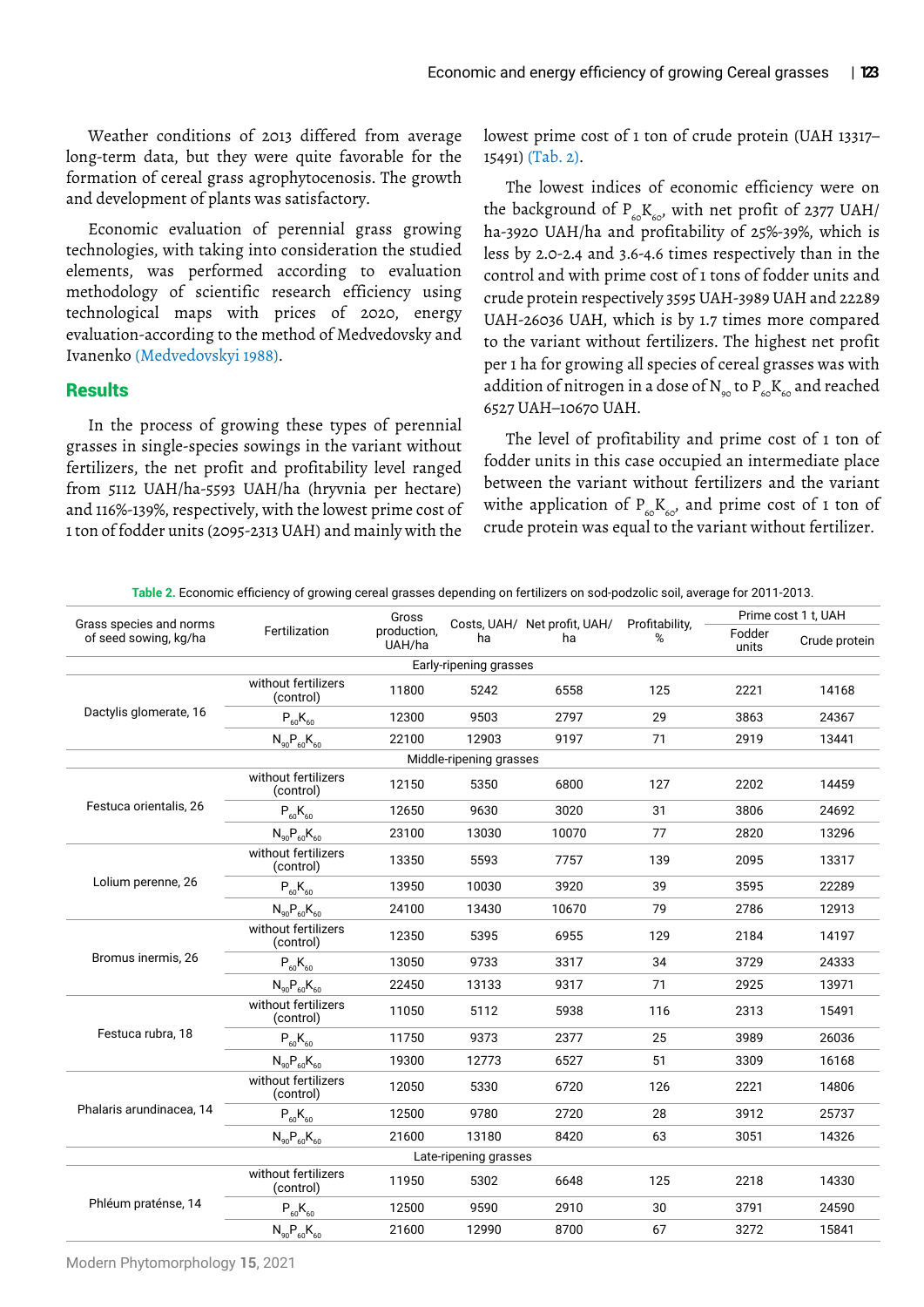Weather conditions of 2013 differed from average long-term data, but they were quite favorable for the formation of cereal grass agrophytocenosis. The growth and development of plants was satisfactory.

Economic evaluation of perennial grass growing technologies, with taking into consideration the studied elements, was performed according to evaluation methodology of scientific research efficiency using technological maps with prices of 2020, energy evaluation-according to the method of Medvedovsky and Ivanenko (Medvedovskyi 1988).

## Results

In the process of growing these types of perennial grasses in single-species sowings in the variant without fertilizers, the net profit and profitability level ranged from 5112 UAH/ha-5593 UAH/ha (hryvnia per hectare) and 116%-139%, respectively, with the lowest prime cost of 1 ton of fodder units (2095-2313 UAH) and mainly with the lowest prime cost of 1 ton of crude protein (UAH 13317–15491) (Tab. 2).

The lowest indices of economic efficiency were on the background of $P_{60}K_{60}$, with net profit of 2377 UAH/ha-3920 UAH/ha and profitability of 25%-39%, which is less by 2.0-2.4 and 3.6-4.6 times respectively than in the control and with prime cost of 1 tons of fodder units and crude protein respectively 3595 UAH-3989 UAH and 22289 UAH-26036 UAH, which is by 1.7 times more compared to the variant without fertilizers. The highest net profit per 1 ha for growing all species of cereal grasses was with addition of nitrogen in a dose of $N_{90}$ to $P_{60}K_{60}$ and reached 6527 UAH–10670 UAH.

The level of profitability and prime cost of 1 ton of fodder units in this case occupied an intermediate place between the variant without fertilizers and the variant withe application of $P_{60}K_{60}$, and prime cost of 1 ton of crude protein was equal to the variant without fertilizer.

**Table 2.** Economic efficiency of growing cereal grasses depending on fertilizers on sod-podzolic soil, average for 2011-2013.

| Grass species and norms of seed sowing, kg/ha | Fertilization | Gross production, UAH/ha | Costs, UAH/ha | Net profit, UAH/ha | Profitability, % | Prime cost 1 t, UAH | |
|---|---|---|---|---|---|---|---|
| | | | | | | Fodder units | Crude protein |
| Early-ripening grasses | | | | | | | |
| Dactylis glomerate, 16 | without fertilizers (control) | 11800 | 5242 | 6558 | 125 | 2221 | 14168 |
| | $P_{60}K_{60}$ | 12300 | 9503 | 2797 | 29 | 3863 | 24367 |
| | $N_{90}P_{60}K_{60}$ | 22100 | 12903 | 9197 | 71 | 2919 | 13441 |
| Middle-ripening grasses | | | | | | | |
| Festuca orientalis, 26 | without fertilizers (control) | 12150 | 5350 | 6800 | 127 | 2202 | 14459 |
| | $P_{60}K_{60}$ | 12650 | 9630 | 3020 | 31 | 3806 | 24692 |
| | $N_{90}P_{60}K_{60}$ | 23100 | 13030 | 10070 | 77 | 2820 | 13296 |
| Lolium perenne, 26 | without fertilizers (control) | 13350 | 5593 | 7757 | 139 | 2095 | 13317 |
| | $P_{60}K_{60}$ | 13950 | 10030 | 3920 | 39 | 3595 | 22289 |
| | $N_{90}P_{60}K_{60}$ | 24100 | 13430 | 10670 | 79 | 2786 | 12913 |
| Bromus inermis, 26 | without fertilizers (control) | 12350 | 5395 | 6955 | 129 | 2184 | 14197 |
| | $P_{60}K_{60}$ | 13050 | 9733 | 3317 | 34 | 3729 | 24333 |
| | $N_{90}P_{60}K_{60}$ | 22450 | 13133 | 9317 | 71 | 2925 | 13971 |
| Festuca rubra, 18 | without fertilizers (control) | 11050 | 5112 | 5938 | 116 | 2313 | 15491 |
| | $P_{60}K_{60}$ | 11750 | 9373 | 2377 | 25 | 3989 | 26036 |
| | $N_{90}P_{60}K_{60}$ | 19300 | 12773 | 6527 | 51 | 3309 | 16168 |
| Phalaris arundinacea, 14 | without fertilizers (control) | 12050 | 5330 | 6720 | 126 | 2221 | 14806 |
| | $P_{60}K_{60}$ | 12500 | 9780 | 2720 | 28 | 3912 | 25737 |
| | $N_{90}P_{60}K_{60}$ | 21600 | 13180 | 8420 | 63 | 3051 | 14326 |
| Late-ripening grasses | | | | | | | |
| Phléum praténse, 14 | without fertilizers (control) | 11950 | 5302 | 6648 | 125 | 2218 | 14330 |
| | $P_{60}K_{60}$ | 12500 | 9590 | 2910 | 30 | 3791 | 24590 |
| | $N_{90}P_{60}K_{60}$ | 21600 | 12990 | 8700 | 67 | 3272 | 15841 |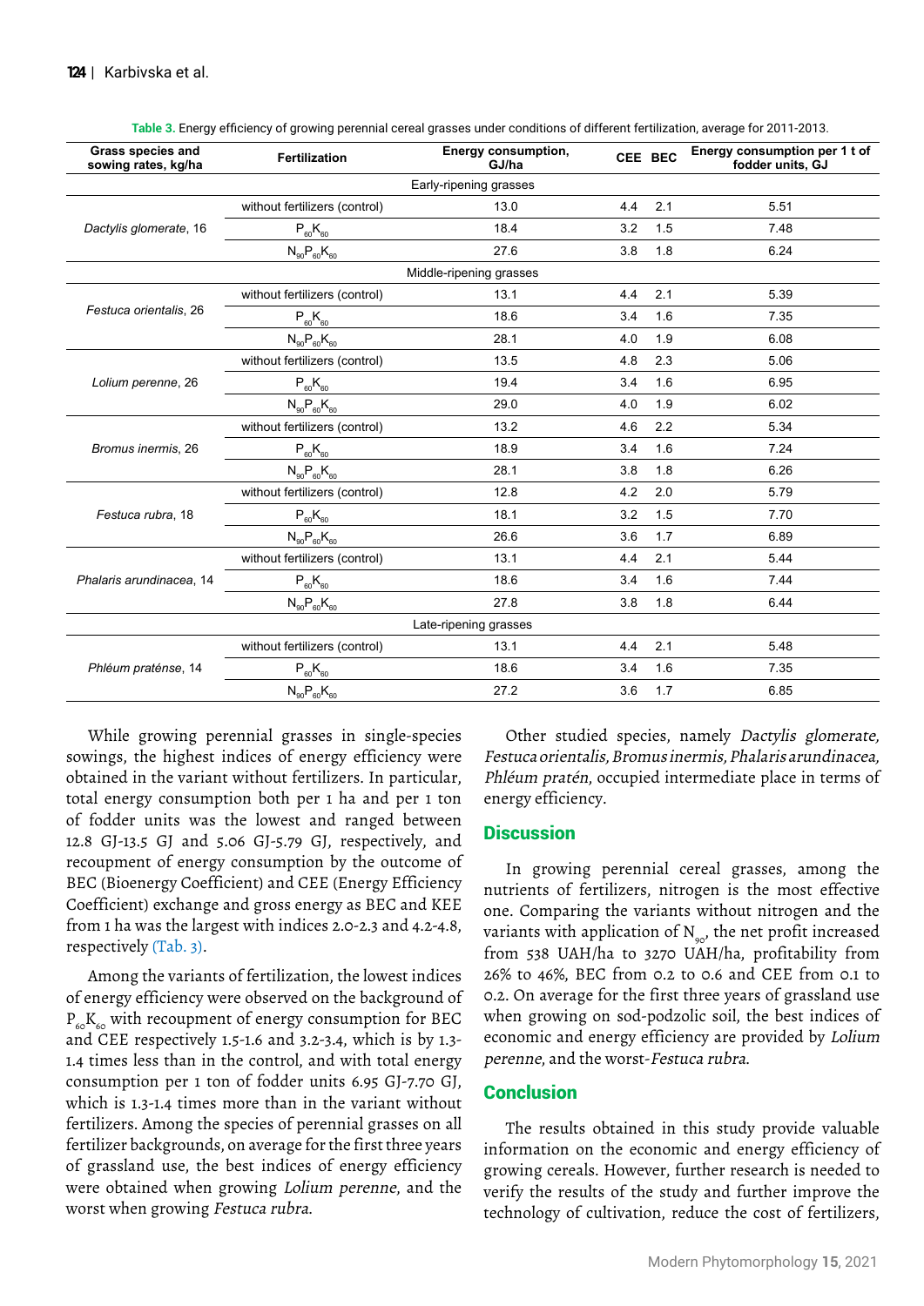**Table 3.** Energy efficiency of growing perennial cereal grasses under conditions of different fertilization, average for 2011-2013.

| Grass species and sowing rates, kg/ha | Fertilization | Energy consumption, GJ/ha | CEE | BEC | Energy consumption per 1 t of fodder units, GJ |
|---|---|---|---|---|---|
| Early-ripening grasses | | | | | |
| *Dactylis glomerate*, 16 | without fertilizers (control) | 13.0 | 4.4 | 2.1 | 5.51 |
| | $P_{60}K_{60}$ | 18.4 | 3.2 | 1.5 | 7.48 |
| | $N_{90}P_{60}K_{60}$ | 27.6 | 3.8 | 1.8 | 6.24 |
| Middle-ripening grasses | | | | | |
| *Festuca orientalis*, 26 | without fertilizers (control) | 13.1 | 4.4 | 2.1 | 5.39 |
| | $P_{60}K_{60}$ | 18.6 | 3.4 | 1.6 | 7.35 |
| | $N_{90}P_{60}K_{60}$ | 28.1 | 4.0 | 1.9 | 6.08 |
| *Lolium perenne*, 26 | without fertilizers (control) | 13.5 | 4.8 | 2.3 | 5.06 |
| | $P_{60}K_{60}$ | 19.4 | 3.4 | 1.6 | 6.95 |
| | $N_{90}P_{60}K_{60}$ | 29.0 | 4.0 | 1.9 | 6.02 |
| *Bromus inermis*, 26 | without fertilizers (control) | 13.2 | 4.6 | 2.2 | 5.34 |
| | $P_{60}K_{60}$ | 18.9 | 3.4 | 1.6 | 7.24 |
| | $N_{90}P_{60}K_{60}$ | 28.1 | 3.8 | 1.8 | 6.26 |
| *Festuca rubra*, 18 | without fertilizers (control) | 12.8 | 4.2 | 2.0 | 5.79 |
| | $P_{60}K_{60}$ | 18.1 | 3.2 | 1.5 | 7.70 |
| | $N_{90}P_{60}K_{60}$ | 26.6 | 3.6 | 1.7 | 6.89 |
| *Phalaris arundinacea*, 14 | without fertilizers (control) | 13.1 | 4.4 | 2.1 | 5.44 |
| | $P_{60}K_{60}$ | 18.6 | 3.4 | 1.6 | 7.44 |
| | $N_{90}P_{60}K_{60}$ | 27.8 | 3.8 | 1.8 | 6.44 |
| Late-ripening grasses | | | | | |
| *Phléum praténse*, 14 | without fertilizers (control) | 13.1 | 4.4 | 2.1 | 5.48 |
| | $P_{60}K_{60}$ | 18.6 | 3.4 | 1.6 | 7.35 |
| | $N_{90}P_{60}K_{60}$ | 27.2 | 3.6 | 1.7 | 6.85 |

While growing perennial grasses in single-species sowings, the highest indices of energy efficiency were obtained in the variant without fertilizers. In particular, total energy consumption both per 1 ha and per 1 ton of fodder units was the lowest and ranged between 12.8 GJ-13.5 GJ and 5.06 GJ-5.79 GJ, respectively, and recoupment of energy consumption by the outcome of BEC (Bioenergy Coefficient) and CEE (Energy Efficiency Coefficient) exchange and gross energy as BEC and KEE from 1 ha was the largest with indices 2.0-2.3 and 4.2-4.8, respectively (Tab. 3).

Among the variants of fertilization, the lowest indices of energy efficiency were observed on the background of $P_{60}K_{60}$ with recoupment of energy consumption for BEC and CEE respectively 1.5-1.6 and 3.2-3.4, which is by 1.3-1.4 times less than in the control, and with total energy consumption per 1 ton of fodder units 6.95 GJ-7.70 GJ, which is 1.3-1.4 times more than in the variant without fertilizers. Among the species of perennial grasses on all fertilizer backgrounds, on average for the first three years of grassland use, the best indices of energy efficiency were obtained when growing *Lolium perenne*, and the worst when growing *Festuca rubra*.

Other studied species, namely *Dactylis glomerate, Festuca orientalis, Bromus inermis, Phalaris arundinacea, Phléum pratén*, occupied intermediate place in terms of energy efficiency.

## Discussion

In growing perennial cereal grasses, among the nutrients of fertilizers, nitrogen is the most effective one. Comparing the variants without nitrogen and the variants with application of $N_{90}$, the net profit increased from 538 UAH/ha to 3270 UAH/ha, profitability from 26% to 46%, BEC from 0.2 to 0.6 and CEE from 0.1 to 0.2. On average for the first three years of grassland use when growing on sod-podzolic soil, the best indices of economic and energy efficiency are provided by *Lolium perenne*, and the worst-*Festuca rubra*.

## Conclusion

The results obtained in this study provide valuable information on the economic and energy efficiency of growing cereals. However, further research is needed to verify the results of the study and further improve the technology of cultivation, reduce the cost of fertilizers,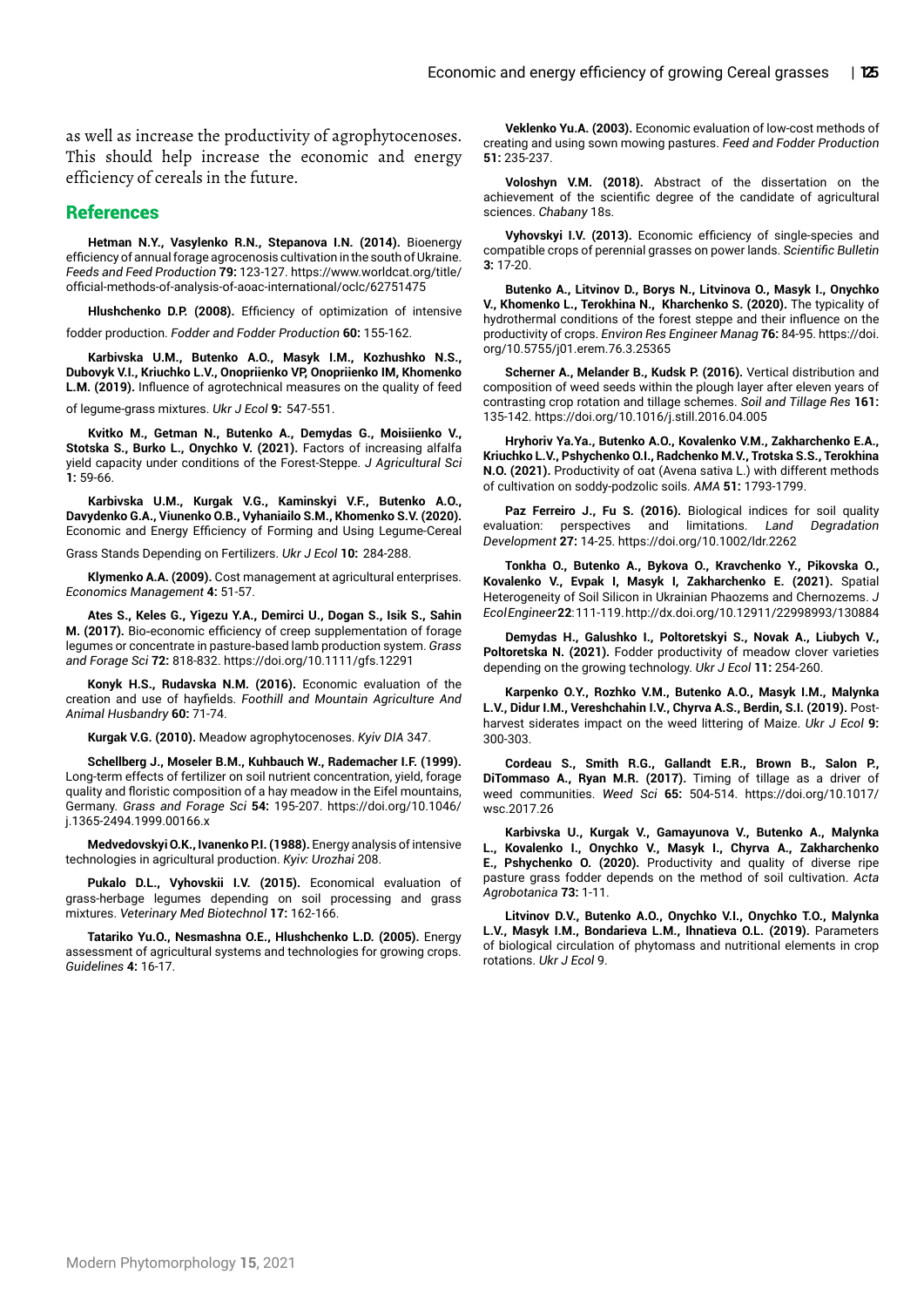as well as increase the productivity of agrophytocenoses. This should help increase the economic and energy efficiency of cereals in the future.

## References

**Hetman N.Y., Vasylenko R.N., Stepanova I.N. (2014).** Bioenergy efficiency of annual forage agrocenosis cultivation in the south of Ukraine. *Feeds and Feed Production* **79:** 123-127. https://www.worldcat.org/title/official-methods-of-analysis-of-aoac-international/oclc/62751475

**Hlushchenko D.P. (2008).** Efficiency of optimization of intensive fodder production. *Fodder and Fodder Production* **60:** 155-162.

**Karbivska U.M., Butenko A.O., Masyk I.M., Kozhushko N.S., Dubovyk V.I., Kriuchko L.V., Onopriienko VP, Onopriienko IM, Khomenko L.M. (2019).** Influence of agrotechnical measures on the quality of feed of legume-grass mixtures. *Ukr J Ecol* **9:** 547-551.

**Kvitko M., Getman N., Butenko A., Demydas G., Moisiienko V., Stotska S., Burko L., Onychko V. (2021).** Factors of increasing alfalfa yield capacity under conditions of the Forest-Steppe. *J Agricultural Sci* **1:** 59-66.

**Karbivska U.M., Kurgak V.G., Kaminskyi V.F., Butenko A.O., Davydenko G.A., Viunenko O.B., Vyhaniailo S.M., Khomenko S.V. (2020).** Economic and Energy Efficiency of Forming and Using Legume-Cereal Grass Stands Depending on Fertilizers. *Ukr J Ecol* **10:** 284-288.

**Klymenko A.A. (2009).** Cost management at agricultural enterprises. *Economics Management* **4:** 51-57.

**Ates S., Keles G., Yigezu Y.A., Demirci U., Dogan S., Isik S., Sahin M. (2017).** Bio-economic efficiency of creep supplementation of forage legumes or concentrate in pasture-based lamb production system. *Grass and Forage Sci* **72:** 818-832. https://doi.org/10.1111/gfs.12291

**Konyk H.S., Rudavska N.M. (2016).** Economic evaluation of the creation and use of hayfields. *Foothill and Mountain Agriculture And Animal Husbandry* **60:** 71-74.

**Kurgak V.G. (2010).** Meadow agrophytocenoses. *Kyiv DIA* 347.

**Schellberg J., Moseler B.M., Kuhbauch W., Rademacher I.F. (1999).** Long-term effects of fertilizer on soil nutrient concentration, yield, forage quality and floristic composition of a hay meadow in the Eifel mountains, Germany. *Grass and Forage Sci* **54:** 195-207. https://doi.org/10.1046/j.1365-2494.1999.00166.x

**Medvedovskyi O.K., Ivanenko P.I. (1988).** Energy analysis of intensive technologies in agricultural production. *Kyiv: Urozhai* 208.

**Pukalo D.L., Vyhovskii I.V. (2015).** Economical evaluation of grass-herbage legumes depending on soil processing and grass mixtures. *Veterinary Med Biotechnol* **17:** 162-166.

**Tatariko Yu.O., Nesmashna O.E., Hlushchenko L.D. (2005).** Energy assessment of agricultural systems and technologies for growing crops. *Guidelines* **4:** 16-17.

**Veklenko Yu.A. (2003).** Economic evaluation of low-cost methods of creating and using sown mowing pastures. *Feed and Fodder Production* **51:** 235-237.

**Voloshyn V.M. (2018).** Abstract of the dissertation on the achievement of the scientific degree of the candidate of agricultural sciences. *Chabany* 18s.

**Vyhovskyi I.V. (2013).** Economic efficiency of single-species and compatible crops of perennial grasses on power lands. *Scientific Bulletin* **3:** 17-20.

**Butenko A., Litvinov D., Borys N., Litvinova O., Masyk I., Onychko V., Khomenko L., Terokhina N., Kharchenko S. (2020).** The typicality of hydrothermal conditions of the forest steppe and their influence on the productivity of crops. *Environ Res Engineer Manag* **76:** 84-95. https://doi.org/10.5755/j01.erem.76.3.25365

**Scherner A., Melander B., Kudsk P. (2016).** Vertical distribution and composition of weed seeds within the plough layer after eleven years of contrasting crop rotation and tillage schemes. *Soil and Tillage Res* **161:** 135-142. https://doi.org/10.1016/j.still.2016.04.005

**Hryhoriv Ya.Ya., Butenko A.O., Kovalenko V.M., Zakharchenko E.A., Kriuchko L.V., Pshychenko O.I., Radchenko M.V., Trotska S.S., Terokhina N.O. (2021).** Productivity of oat (Avena sativa L.) with different methods of cultivation on soddy-podzolic soils. *AMA* **51:** 1793-1799.

**Paz Ferreiro J., Fu S. (2016).** Biological indices for soil quality evaluation: perspectives and limitations. *Land Degradation Development* **27:** 14-25. https://doi.org/10.1002/ldr.2262

**Tonkha O., Butenko A., Bykova O., Kravchenko Y., Pikovska O., Kovalenko V., Evpak I, Masyk I, Zakharchenko E. (2021).** Spatial Heterogeneity of Soil Silicon in Ukrainian Phaozems and Chernozems. *J Ecol Engineer* **22**:111-119. http://dx.doi.org/10.12911/22998993/130884

**Demydas H., Galushko I., Poltoretskyi S., Novak A., Liubych V., Poltoretska N. (2021).** Fodder productivity of meadow clover varieties depending on the growing technology. *Ukr J Ecol* **11:** 254-260.

**Karpenko O.Y., Rozhko V.M., Butenko A.O., Masyk I.M., Malynka L.V., Didur I.M., Vereshchahin I.V., Chyrva A.S., Berdin, S.I. (2019).** Post-harvest siderates impact on the weed littering of Maize. *Ukr J Ecol* **9:** 300-303.

**Cordeau S., Smith R.G., Gallandt E.R., Brown B., Salon P., DiTommaso A., Ryan M.R. (2017).** Timing of tillage as a driver of weed communities. *Weed Sci* **65:** 504-514. https://doi.org/10.1017/wsc.2017.26

**Karbivska U., Kurgak V., Gamayunova V., Butenko A., Malynka L., Kovalenko I., Onychko V., Masyk I., Chyrva A., Zakharchenko E., Pshychenko O. (2020).** Productivity and quality of diverse ripe pasture grass fodder depends on the method of soil cultivation. *Acta Agrobotanica* **73:** 1-11.

**Litvinov D.V., Butenko A.O., Onychko V.I., Onychko T.O., Malynka L.V., Masyk I.M., Bondarieva L.M., Ihnatieva O.L. (2019).** Parameters of biological circulation of phytomass and nutritional elements in crop rotations. *Ukr J Ecol* 9.